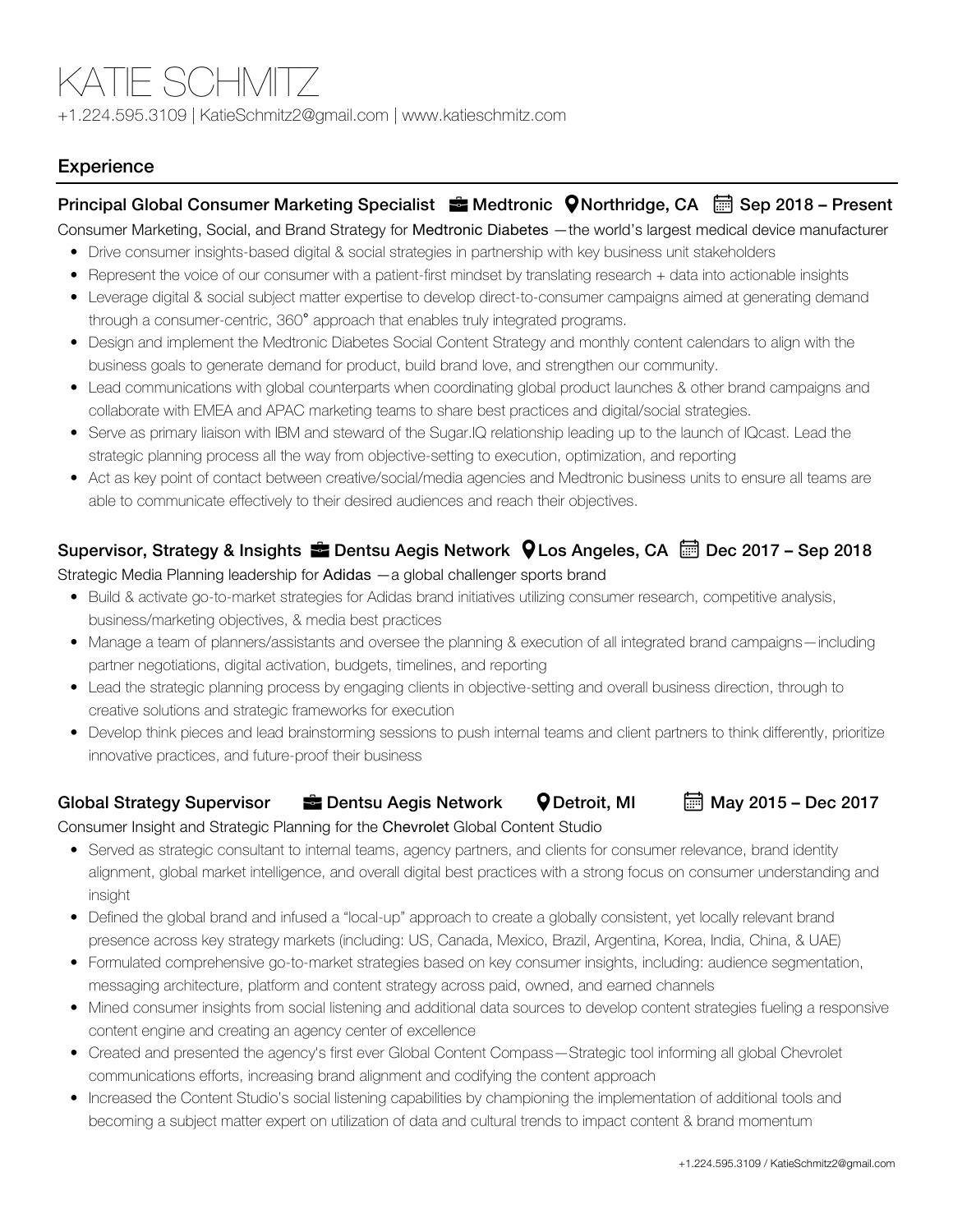# KATIE SCHMITZ

+1.224.595.3109 | KatieSchmitz2@gmail.com | www.katieschmitz.com

## Experience

### Principal Global Consumer Marketing Specialist | Medtronic | Northridge, CA | Sep 2018 – Present

Consumer Marketing, Social, and Brand Strategy for Medtronic Diabetes —the world's largest medical device manufacturer

- Drive consumer insights-based digital & social strategies in partnership with key business unit stakeholders
- Represent the voice of our consumer with a patient-first mindset by translating research + data into actionable insights
- Leverage digital & social subject matter expertise to develop direct-to-consumer campaigns aimed at generating demand through a consumer-centric, 360° approach that enables truly integrated programs.
- Design and implement the Medtronic Diabetes Social Content Strategy and monthly content calendars to align with the business goals to generate demand for product, build brand love, and strengthen our community.
- Lead communications with global counterparts when coordinating global product launches & other brand campaigns and collaborate with EMEA and APAC marketing teams to share best practices and digital/social strategies.
- Serve as primary liaison with IBM and steward of the Sugar.IQ relationship leading up to the launch of IQcast. Lead the strategic planning process all the way from objective-setting to execution, optimization, and reporting
- Act as key point of contact between creative/social/media agencies and Medtronic business units to ensure all teams are able to communicate effectively to their desired audiences and reach their objectives.

### Supervisor, Strategy & Insights | Dentsu Aegis Network | Los Angeles, CA | Dec 2017 – Sep 2018

Strategic Media Planning leadership for Adidas —a global challenger sports brand

- Build & activate go-to-market strategies for Adidas brand initiatives utilizing consumer research, competitive analysis, business/marketing objectives, & media best practices
- Manage a team of planners/assistants and oversee the planning & execution of all integrated brand campaigns—including partner negotiations, digital activation, budgets, timelines, and reporting
- Lead the strategic planning process by engaging clients in objective-setting and overall business direction, through to creative solutions and strategic frameworks for execution
- Develop think pieces and lead brainstorming sessions to push internal teams and client partners to think differently, prioritize innovative practices, and future-proof their business

### Global Strategy Supervisor | Dentsu Aegis Network | Detroit, MI | May 2015 – Dec 2017

Consumer Insight and Strategic Planning for the Chevrolet Global Content Studio

- Served as strategic consultant to internal teams, agency partners, and clients for consumer relevance, brand identity alignment, global market intelligence, and overall digital best practices with a strong focus on consumer understanding and insight
- Defined the global brand and infused a "local-up" approach to create a globally consistent, yet locally relevant brand presence across key strategy markets (including: US, Canada, Mexico, Brazil, Argentina, Korea, India, China, & UAE)
- Formulated comprehensive go-to-market strategies based on key consumer insights, including: audience segmentation, messaging architecture, platform and content strategy across paid, owned, and earned channels
- Mined consumer insights from social listening and additional data sources to develop content strategies fueling a responsive content engine and creating an agency center of excellence
- Created and presented the agency's first ever Global Content Compass—Strategic tool informing all global Chevrolet communications efforts, increasing brand alignment and codifying the content approach
- Increased the Content Studio's social listening capabilities by championing the implementation of additional tools and becoming a subject matter expert on utilization of data and cultural trends to impact content & brand momentum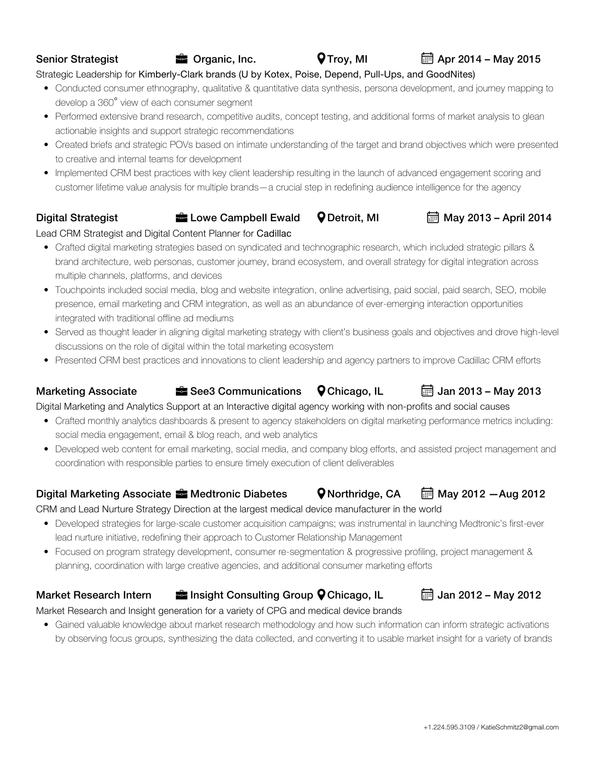**Senior Strategist** | **Organic, Inc.** | **Troy, MI** | **Apr 2014 – May 2015**

Strategic Leadership for Kimberly-Clark brands (U by Kotex, Poise, Depend, Pull-Ups, and GoodNites)

- Conducted consumer ethnography, qualitative & quantitative data synthesis, persona development, and journey mapping to develop a 360˚ view of each consumer segment
- Performed extensive brand research, competitive audits, concept testing, and additional forms of market analysis to glean actionable insights and support strategic recommendations
- Created briefs and strategic POVs based on intimate understanding of the target and brand objectives which were presented to creative and internal teams for development
- Implemented CRM best practices with key client leadership resulting in the launch of advanced engagement scoring and customer lifetime value analysis for multiple brands—a crucial step in redefining audience intelligence for the agency

**Digital Strategist** | **Lowe Campbell Ewald** | **Detroit, MI** | **May 2013 – April 2014**

Lead CRM Strategist and Digital Content Planner for Cadillac

- Crafted digital marketing strategies based on syndicated and technographic research, which included strategic pillars & brand architecture, web personas, customer journey, brand ecosystem, and overall strategy for digital integration across multiple channels, platforms, and devices
- Touchpoints included social media, blog and website integration, online advertising, paid social, paid search, SEO, mobile presence, email marketing and CRM integration, as well as an abundance of ever-emerging interaction opportunities integrated with traditional offline ad mediums
- Served as thought leader in aligning digital marketing strategy with client's business goals and objectives and drove high-level discussions on the role of digital within the total marketing ecosystem
- Presented CRM best practices and innovations to client leadership and agency partners to improve Cadillac CRM efforts

**Marketing Associate** | **See3 Communications** | **Chicago, IL** | **Jan 2013 – May 2013**

Digital Marketing and Analytics Support at an Interactive digital agency working with non-profits and social causes

- Crafted monthly analytics dashboards & present to agency stakeholders on digital marketing performance metrics including: social media engagement, email & blog reach, and web analytics
- Developed web content for email marketing, social media, and company blog efforts, and assisted project management and coordination with responsible parties to ensure timely execution of client deliverables

**Digital Marketing Associate** | **Medtronic Diabetes** | **Northridge, CA** | **May 2012 —Aug 2012**

CRM and Lead Nurture Strategy Direction at the largest medical device manufacturer in the world

- Developed strategies for large-scale customer acquisition campaigns; was instrumental in launching Medtronic's first-ever lead nurture initiative, redefining their approach to Customer Relationship Management
- Focused on program strategy development, consumer re-segmentation & progressive profiling, project management & planning, coordination with large creative agencies, and additional consumer marketing efforts

**Market Research Intern** | **Insight Consulting Group** | **Chicago, IL** | **Jan 2012 – May 2012**

Market Research and Insight generation for a variety of CPG and medical device brands

- Gained valuable knowledge about market research methodology and how such information can inform strategic activations by observing focus groups, synthesizing the data collected, and converting it to usable market insight for a variety of brands

+1.224.595.3109 / KatieSchmitz2@gmail.com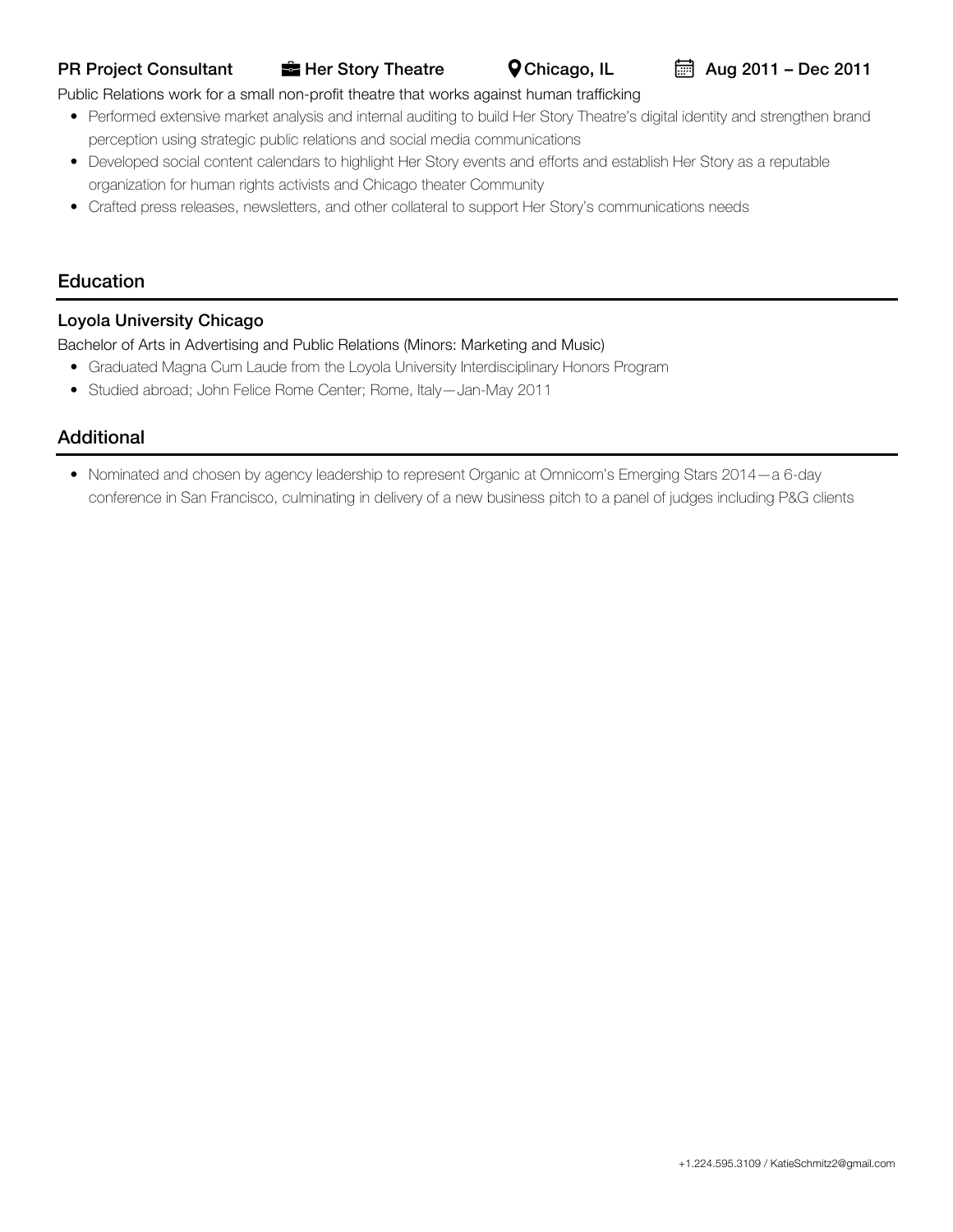**PR Project Consultant** | **Her Story Theatre** | **Chicago, IL** | **Aug 2011 – Dec 2011**

Public Relations work for a small non-profit theatre that works against human trafficking

- Performed extensive market analysis and internal auditing to build Her Story Theatre's digital identity and strengthen brand perception using strategic public relations and social media communications
- Developed social content calendars to highlight Her Story events and efforts and establish Her Story as a reputable organization for human rights activists and Chicago theater Community
- Crafted press releases, newsletters, and other collateral to support Her Story's communications needs

## Education

### Loyola University Chicago

Bachelor of Arts in Advertising and Public Relations (Minors: Marketing and Music)

- Graduated Magna Cum Laude from the Loyola University Interdisciplinary Honors Program
- Studied abroad; John Felice Rome Center; Rome, Italy—Jan-May 2011

## Additional

- Nominated and chosen by agency leadership to represent Organic at Omnicom's Emerging Stars 2014—a 6-day conference in San Francisco, culminating in delivery of a new business pitch to a panel of judges including P&G clients

+1.224.595.3109 / KatieSchmitz2@gmail.com